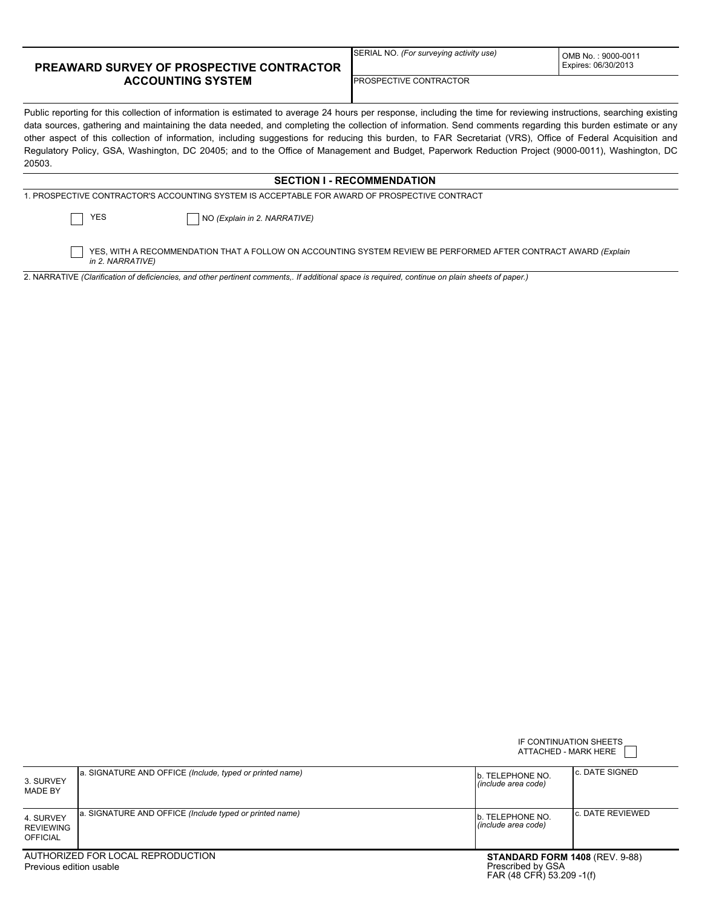# PREAWARD SURVEY OF PROSPECTIVE CONTRACTOR ACCOUNTING SYSTEM

| SERIAL NO. *(For surveying activity use)* | OMB No. : 9000-0011 Expires: 06/30/2013 |
|---|---|
| PROSPECTIVE CONTRACTOR | |

Public reporting for this collection of information is estimated to average 24 hours per response, including the time for reviewing instructions, searching existing data sources, gathering and maintaining the data needed, and completing the collection of information. Send comments regarding this burden estimate or any other aspect of this collection of information, including suggestions for reducing this burden, to FAR Secretariat (VRS), Office of Federal Acquisition and Regulatory Policy, GSA, Washington, DC 20405; and to the Office of Management and Budget, Paperwork Reduction Project (9000-0011), Washington, DC 20503.

## SECTION I - RECOMMENDATION

1. PROSPECTIVE CONTRACTOR'S ACCOUNTING SYSTEM IS ACCEPTABLE FOR AWARD OF PROSPECTIVE CONTRACT

☐ YES ☐ NO *(Explain in 2. NARRATIVE)*

☐ YES, WITH A RECOMMENDATION THAT A FOLLOW ON ACCOUNTING SYSTEM REVIEW BE PERFORMED AFTER CONTRACT AWARD *(Explain in 2. NARRATIVE)*

2. NARRATIVE *(Clarification of deficiencies, and other pertinent comments,. If additional space is required, continue on plain sheets of paper.)*

IF CONTINUATION SHEETS ATTACHED - MARK HERE ☐

| | a. SIGNATURE AND OFFICE | b. TELEPHONE NO. *(include area code)* | c. DATE |
|---|---|---|---|
| 3. SURVEY MADE BY | a. SIGNATURE AND OFFICE *(Include, typed or printed name)* | b. TELEPHONE NO. *(include area code)* | c. DATE SIGNED |
| 4. SURVEY REVIEWING OFFICIAL | a. SIGNATURE AND OFFICE *(Include typed or printed name)* | b. TELEPHONE NO. *(include area code)* | c. DATE REVIEWED |

AUTHORIZED FOR LOCAL REPRODUCTION
Previous edition usable

**STANDARD FORM 1408** (REV. 9-88)
Prescribed by GSA
FAR (48 CFR) 53.209 -1(f)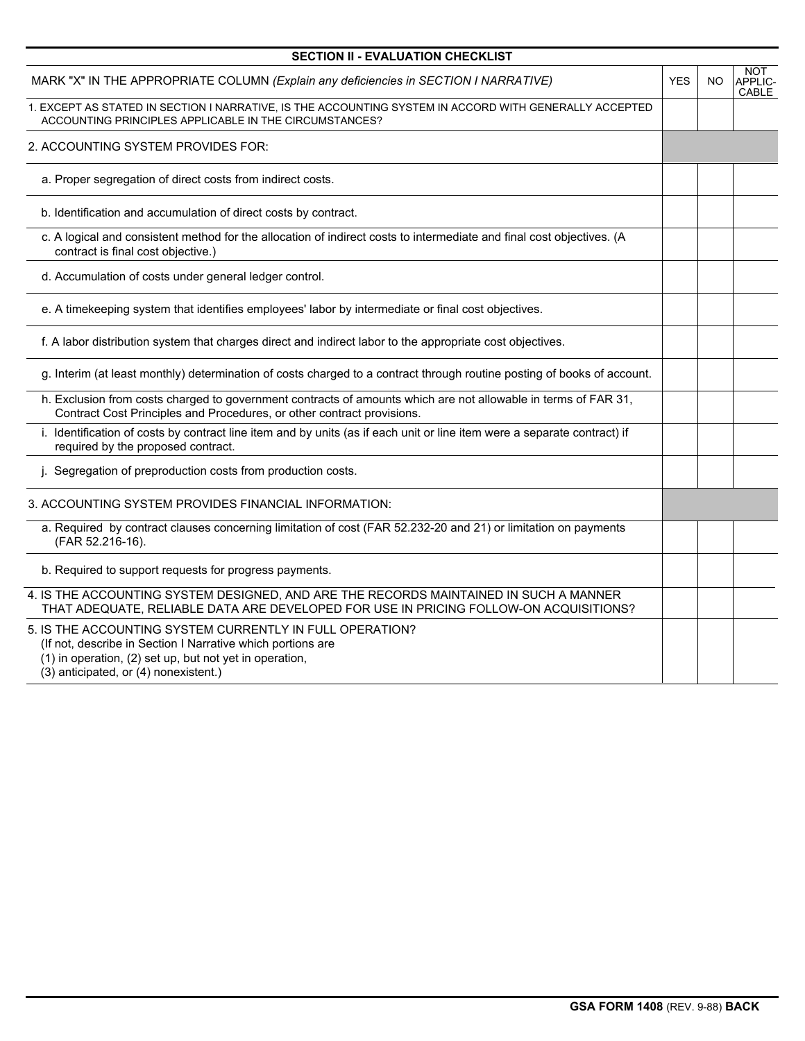## SECTION II - EVALUATION CHECKLIST

| MARK "X" IN THE APPROPRIATE COLUMN *(Explain any deficiencies in SECTION I NARRATIVE)* | YES | NO | NOT APPLIC-CABLE |
|---|---|---|---|
| 1. EXCEPT AS STATED IN SECTION I NARRATIVE, IS THE ACCOUNTING SYSTEM IN ACCORD WITH GENERALLY ACCEPTED ACCOUNTING PRINCIPLES APPLICABLE IN THE CIRCUMSTANCES? | | | |
| 2. ACCOUNTING SYSTEM PROVIDES FOR: | | | |
| a. Proper segregation of direct costs from indirect costs. | | | |
| b. Identification and accumulation of direct costs by contract. | | | |
| c. A logical and consistent method for the allocation of indirect costs to intermediate and final cost objectives. (A contract is final cost objective.) | | | |
| d. Accumulation of costs under general ledger control. | | | |
| e. A timekeeping system that identifies employees' labor by intermediate or final cost objectives. | | | |
| f. A labor distribution system that charges direct and indirect labor to the appropriate cost objectives. | | | |
| g. Interim (at least monthly) determination of costs charged to a contract through routine posting of books of account. | | | |
| h. Exclusion from costs charged to government contracts of amounts which are not allowable in terms of FAR 31, Contract Cost Principles and Procedures, or other contract provisions. | | | |
| i. Identification of costs by contract line item and by units (as if each unit or line item were a separate contract) if required by the proposed contract. | | | |
| j. Segregation of preproduction costs from production costs. | | | |
| 3. ACCOUNTING SYSTEM PROVIDES FINANCIAL INFORMATION: | | | |
| a. Required by contract clauses concerning limitation of cost (FAR 52.232-20 and 21) or limitation on payments (FAR 52.216-16). | | | |
| b. Required to support requests for progress payments. | | | |
| 4. IS THE ACCOUNTING SYSTEM DESIGNED, AND ARE THE RECORDS MAINTAINED IN SUCH A MANNER THAT ADEQUATE, RELIABLE DATA ARE DEVELOPED FOR USE IN PRICING FOLLOW-ON ACQUISITIONS? | | | |
| 5. IS THE ACCOUNTING SYSTEM CURRENTLY IN FULL OPERATION? (If not, describe in Section I Narrative which portions are (1) in operation, (2) set up, but not yet in operation, (3) anticipated, or (4) nonexistent.) | | | |

**GSA FORM 1408** (REV. 9-88) **BACK**